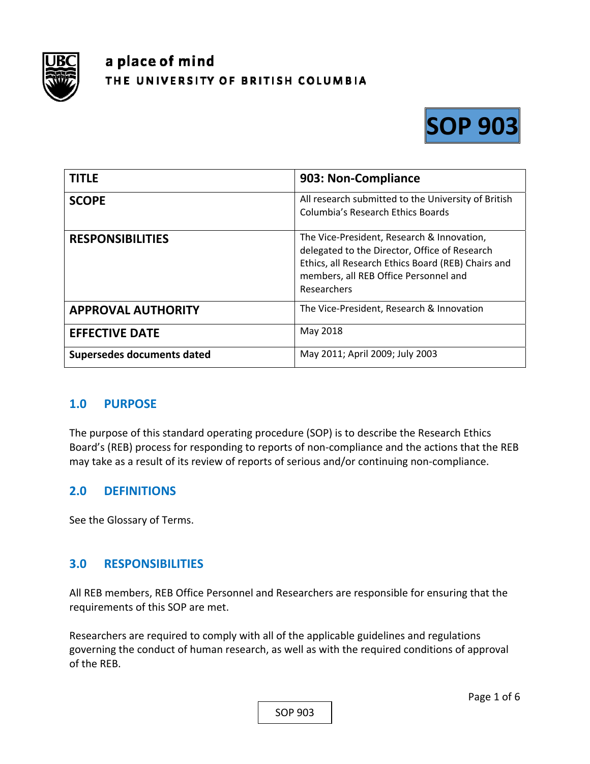a place of mind
THE UNIVERSITY OF BRITISH COLUMBIA

**SOP 903**

| **TITLE** | **903: Non-Compliance** |
|---|---|
| **SCOPE** | All research submitted to the University of British Columbia's Research Ethics Boards |
| **RESPONSIBILITIES** | The Vice-President, Research & Innovation, delegated to the Director, Office of Research Ethics, all Research Ethics Board (REB) Chairs and members, all REB Office Personnel and Researchers |
| **APPROVAL AUTHORITY** | The Vice-President, Research & Innovation |
| **EFFECTIVE DATE** | May 2018 |
| **Supersedes documents dated** | May 2011; April 2009; July 2003 |

## 1.0 PURPOSE

The purpose of this standard operating procedure (SOP) is to describe the Research Ethics Board's (REB) process for responding to reports of non-compliance and the actions that the REB may take as a result of its review of reports of serious and/or continuing non-compliance.

## 2.0 DEFINITIONS

See the Glossary of Terms.

## 3.0 RESPONSIBILITIES

All REB members, REB Office Personnel and Researchers are responsible for ensuring that the requirements of this SOP are met.

Researchers are required to comply with all of the applicable guidelines and regulations governing the conduct of human research, as well as with the required conditions of approval of the REB.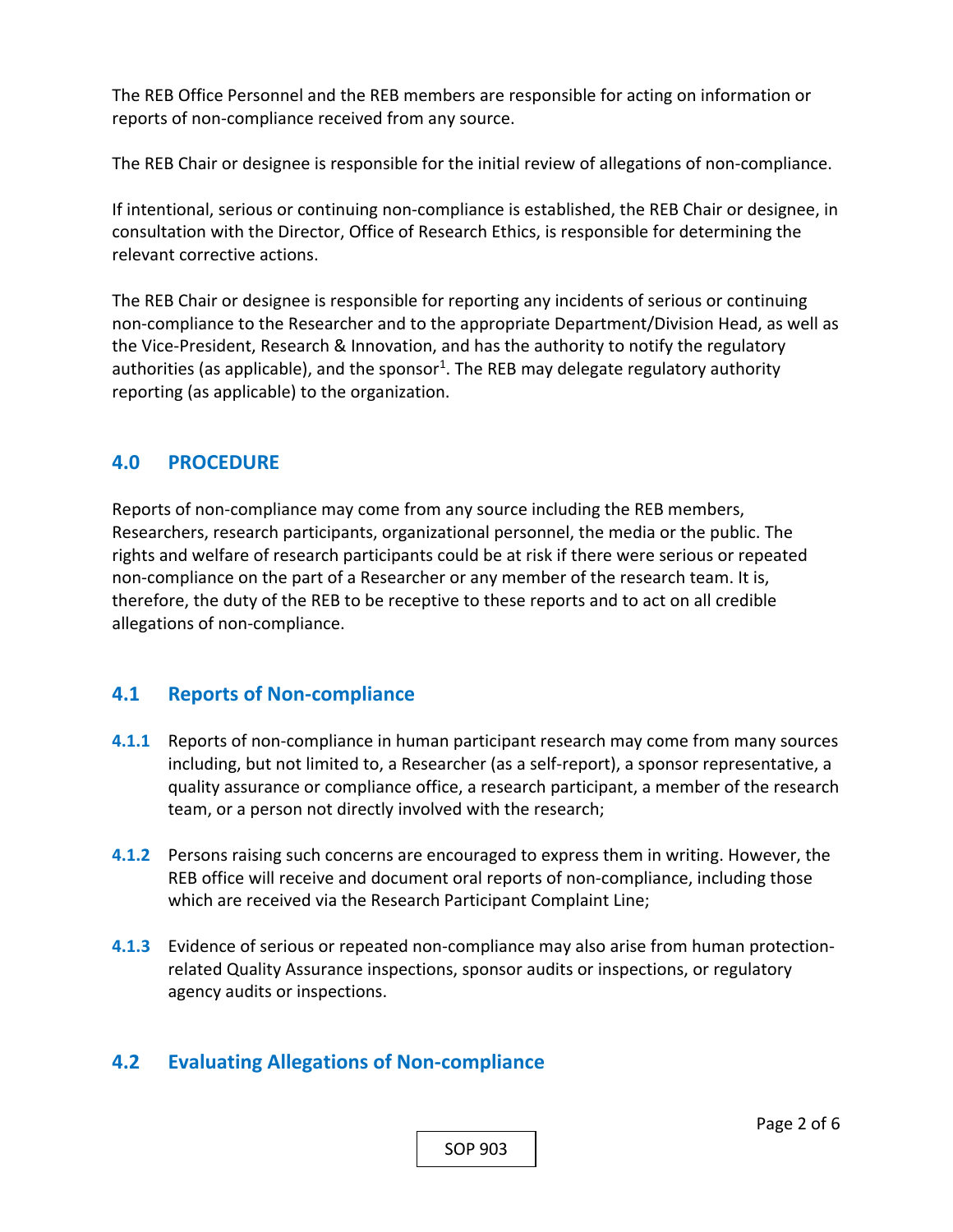The REB Office Personnel and the REB members are responsible for acting on information or reports of non-compliance received from any source.

The REB Chair or designee is responsible for the initial review of allegations of non-compliance.

If intentional, serious or continuing non-compliance is established, the REB Chair or designee, in consultation with the Director, Office of Research Ethics, is responsible for determining the relevant corrective actions.

The REB Chair or designee is responsible for reporting any incidents of serious or continuing non-compliance to the Researcher and to the appropriate Department/Division Head, as well as the Vice-President, Research & Innovation, and has the authority to notify the regulatory authorities (as applicable), and the sponsor[1]. The REB may delegate regulatory authority reporting (as applicable) to the organization.

## 4.0 PROCEDURE

Reports of non-compliance may come from any source including the REB members, Researchers, research participants, organizational personnel, the media or the public. The rights and welfare of research participants could be at risk if there were serious or repeated non-compliance on the part of a Researcher or any member of the research team. It is, therefore, the duty of the REB to be receptive to these reports and to act on all credible allegations of non-compliance.

## 4.1 Reports of Non-compliance

**4.1.1** Reports of non-compliance in human participant research may come from many sources including, but not limited to, a Researcher (as a self-report), a sponsor representative, a quality assurance or compliance office, a research participant, a member of the research team, or a person not directly involved with the research;

**4.1.2** Persons raising such concerns are encouraged to express them in writing. However, the REB office will receive and document oral reports of non-compliance, including those which are received via the Research Participant Complaint Line;

**4.1.3** Evidence of serious or repeated non-compliance may also arise from human protection-related Quality Assurance inspections, sponsor audits or inspections, or regulatory agency audits or inspections.

## 4.2 Evaluating Allegations of Non-compliance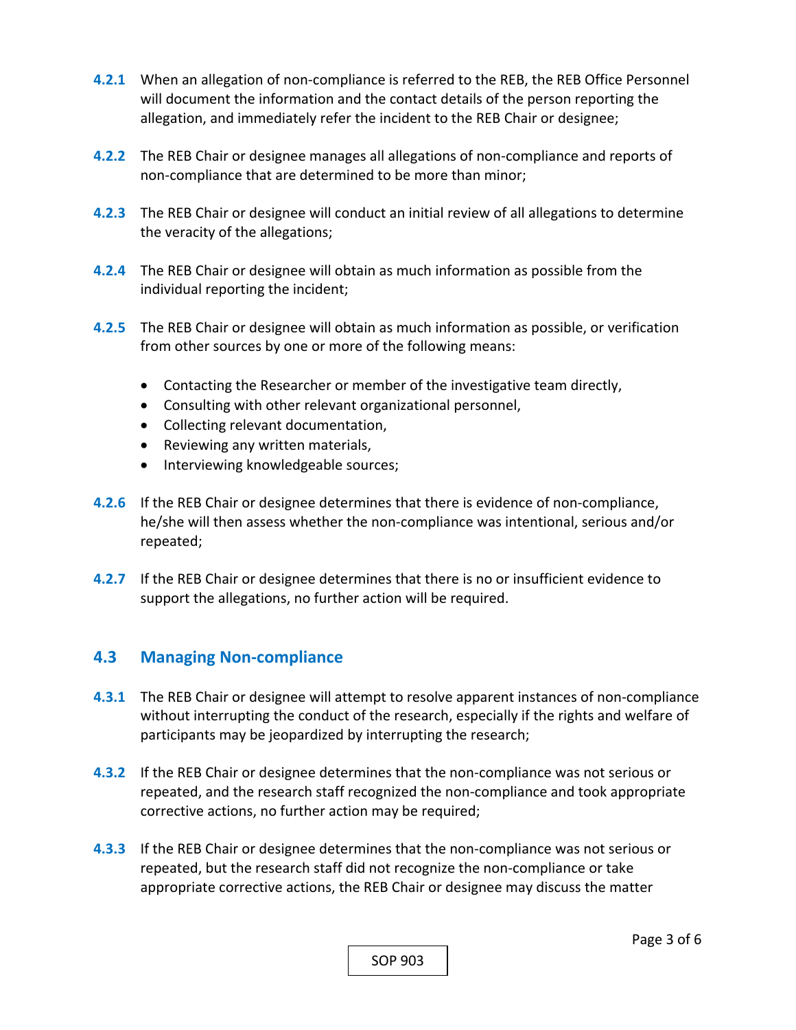**4.2.1** When an allegation of non-compliance is referred to the REB, the REB Office Personnel will document the information and the contact details of the person reporting the allegation, and immediately refer the incident to the REB Chair or designee;

**4.2.2** The REB Chair or designee manages all allegations of non-compliance and reports of non-compliance that are determined to be more than minor;

**4.2.3** The REB Chair or designee will conduct an initial review of all allegations to determine the veracity of the allegations;

**4.2.4** The REB Chair or designee will obtain as much information as possible from the individual reporting the incident;

**4.2.5** The REB Chair or designee will obtain as much information as possible, or verification from other sources by one or more of the following means:

- Contacting the Researcher or member of the investigative team directly,
- Consulting with other relevant organizational personnel,
- Collecting relevant documentation,
- Reviewing any written materials,
- Interviewing knowledgeable sources;

**4.2.6** If the REB Chair or designee determines that there is evidence of non-compliance, he/she will then assess whether the non-compliance was intentional, serious and/or repeated;

**4.2.7** If the REB Chair or designee determines that there is no or insufficient evidence to support the allegations, no further action will be required.

## 4.3 Managing Non-compliance

**4.3.1** The REB Chair or designee will attempt to resolve apparent instances of non-compliance without interrupting the conduct of the research, especially if the rights and welfare of participants may be jeopardized by interrupting the research;

**4.3.2** If the REB Chair or designee determines that the non-compliance was not serious or repeated, and the research staff recognized the non-compliance and took appropriate corrective actions, no further action may be required;

**4.3.3** If the REB Chair or designee determines that the non-compliance was not serious or repeated, but the research staff did not recognize the non-compliance or take appropriate corrective actions, the REB Chair or designee may discuss the matter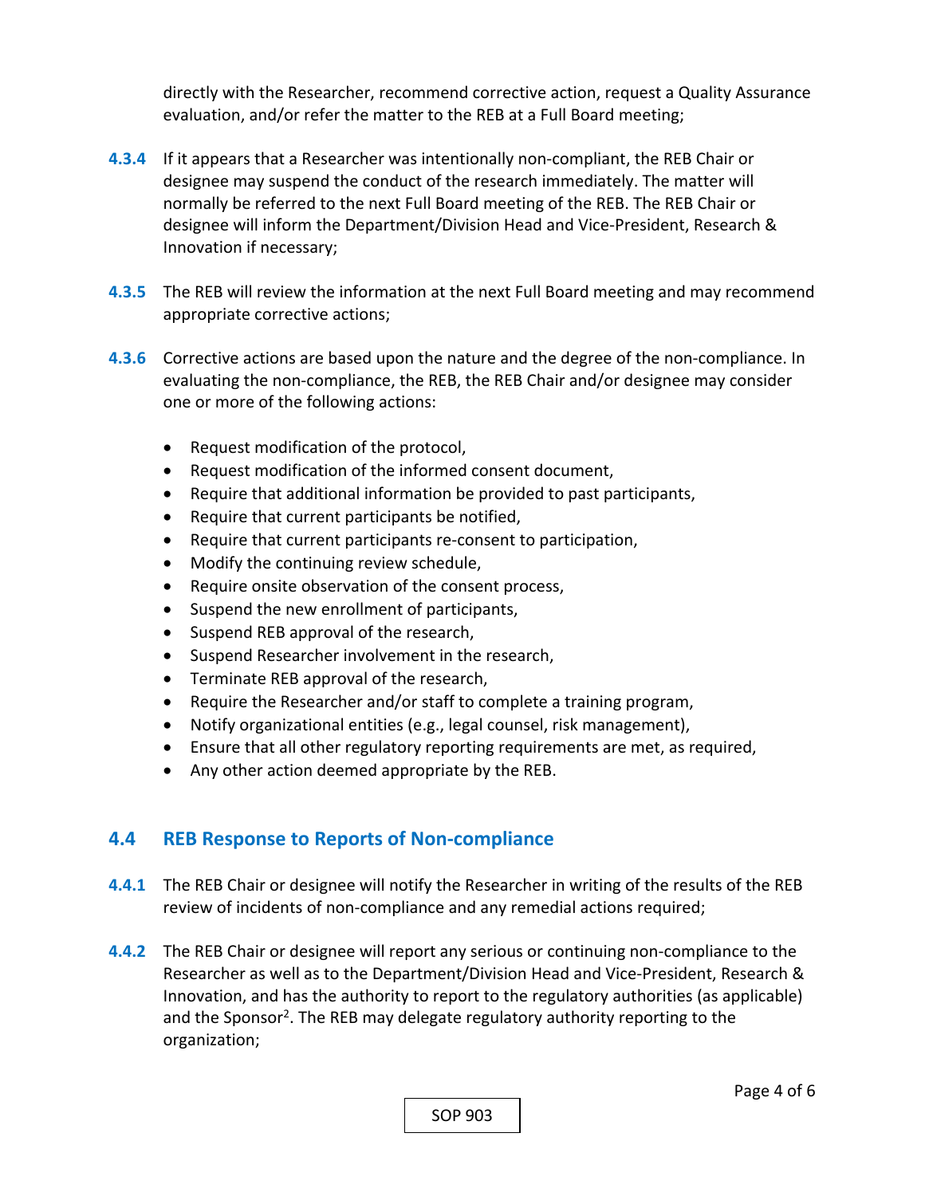directly with the Researcher, recommend corrective action, request a Quality Assurance evaluation, and/or refer the matter to the REB at a Full Board meeting;

**4.3.4** If it appears that a Researcher was intentionally non-compliant, the REB Chair or designee may suspend the conduct of the research immediately. The matter will normally be referred to the next Full Board meeting of the REB. The REB Chair or designee will inform the Department/Division Head and Vice-President, Research & Innovation if necessary;

**4.3.5** The REB will review the information at the next Full Board meeting and may recommend appropriate corrective actions;

**4.3.6** Corrective actions are based upon the nature and the degree of the non-compliance. In evaluating the non-compliance, the REB, the REB Chair and/or designee may consider one or more of the following actions:

- Request modification of the protocol,
- Request modification of the informed consent document,
- Require that additional information be provided to past participants,
- Require that current participants be notified,
- Require that current participants re-consent to participation,
- Modify the continuing review schedule,
- Require onsite observation of the consent process,
- Suspend the new enrollment of participants,
- Suspend REB approval of the research,
- Suspend Researcher involvement in the research,
- Terminate REB approval of the research,
- Require the Researcher and/or staff to complete a training program,
- Notify organizational entities (e.g., legal counsel, risk management),
- Ensure that all other regulatory reporting requirements are met, as required,
- Any other action deemed appropriate by the REB.

## 4.4 REB Response to Reports of Non-compliance

**4.4.1** The REB Chair or designee will notify the Researcher in writing of the results of the REB review of incidents of non-compliance and any remedial actions required;

**4.4.2** The REB Chair or designee will report any serious or continuing non-compliance to the Researcher as well as to the Department/Division Head and Vice-President, Research & Innovation, and has the authority to report to the regulatory authorities (as applicable) and the Sponsor[2]. The REB may delegate regulatory authority reporting to the organization;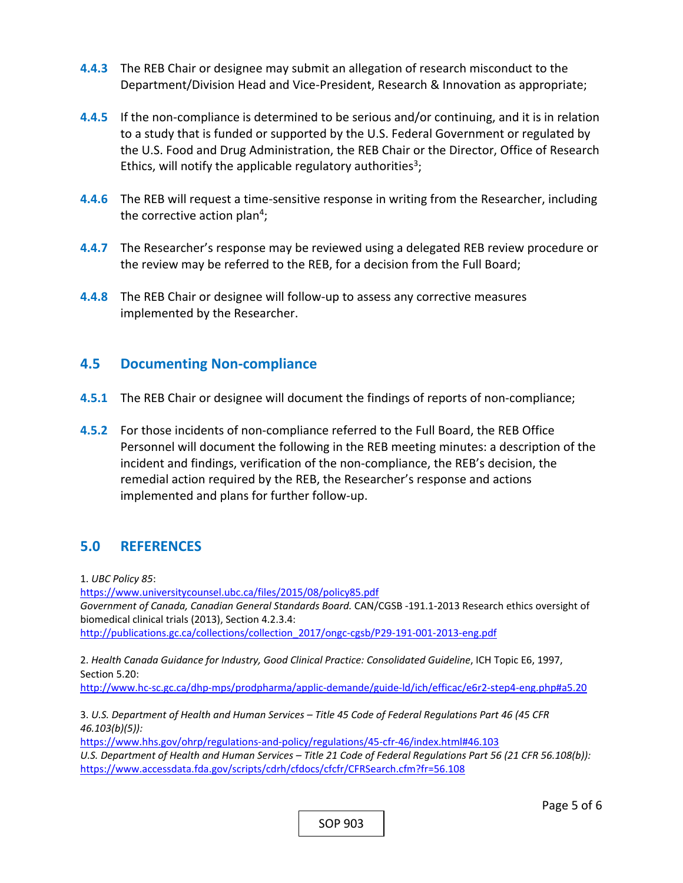**4.4.3** The REB Chair or designee may submit an allegation of research misconduct to the Department/Division Head and Vice-President, Research & Innovation as appropriate;

**4.4.5** If the non-compliance is determined to be serious and/or continuing, and it is in relation to a study that is funded or supported by the U.S. Federal Government or regulated by the U.S. Food and Drug Administration, the REB Chair or the Director, Office of Research Ethics, will notify the applicable regulatory authorities[3];

**4.4.6** The REB will request a time-sensitive response in writing from the Researcher, including the corrective action plan[4];

**4.4.7** The Researcher's response may be reviewed using a delegated REB review procedure or the review may be referred to the REB, for a decision from the Full Board;

**4.4.8** The REB Chair or designee will follow-up to assess any corrective measures implemented by the Researcher.

## 4.5 Documenting Non-compliance

**4.5.1** The REB Chair or designee will document the findings of reports of non-compliance;

**4.5.2** For those incidents of non-compliance referred to the Full Board, the REB Office Personnel will document the following in the REB meeting minutes: a description of the incident and findings, verification of the non-compliance, the REB's decision, the remedial action required by the REB, the Researcher's response and actions implemented and plans for further follow-up.

## 5.0 REFERENCES

1. *UBC Policy 85*:
https://www.universitycounsel.ubc.ca/files/2015/08/policy85.pdf
*Government of Canada, Canadian General Standards Board.* CAN/CGSB -191.1-2013 Research ethics oversight of biomedical clinical trials (2013), Section 4.2.3.4:
http://publications.gc.ca/collections/collection_2017/ongc-cgsb/P29-191-001-2013-eng.pdf

2. *Health Canada Guidance for Industry, Good Clinical Practice: Consolidated Guideline*, ICH Topic E6, 1997, Section 5.20:
http://www.hc-sc.gc.ca/dhp-mps/prodpharma/applic-demande/guide-ld/ich/efficac/e6r2-step4-eng.php#a5.20

3. *U.S. Department of Health and Human Services – Title 45 Code of Federal Regulations Part 46 (45 CFR 46.103(b)(5)):*
https://www.hhs.gov/ohrp/regulations-and-policy/regulations/45-cfr-46/index.html#46.103
*U.S. Department of Health and Human Services – Title 21 Code of Federal Regulations Part 56 (21 CFR 56.108(b)):*
https://www.accessdata.fda.gov/scripts/cdrh/cfdocs/cfcfr/CFRSearch.cfm?fr=56.108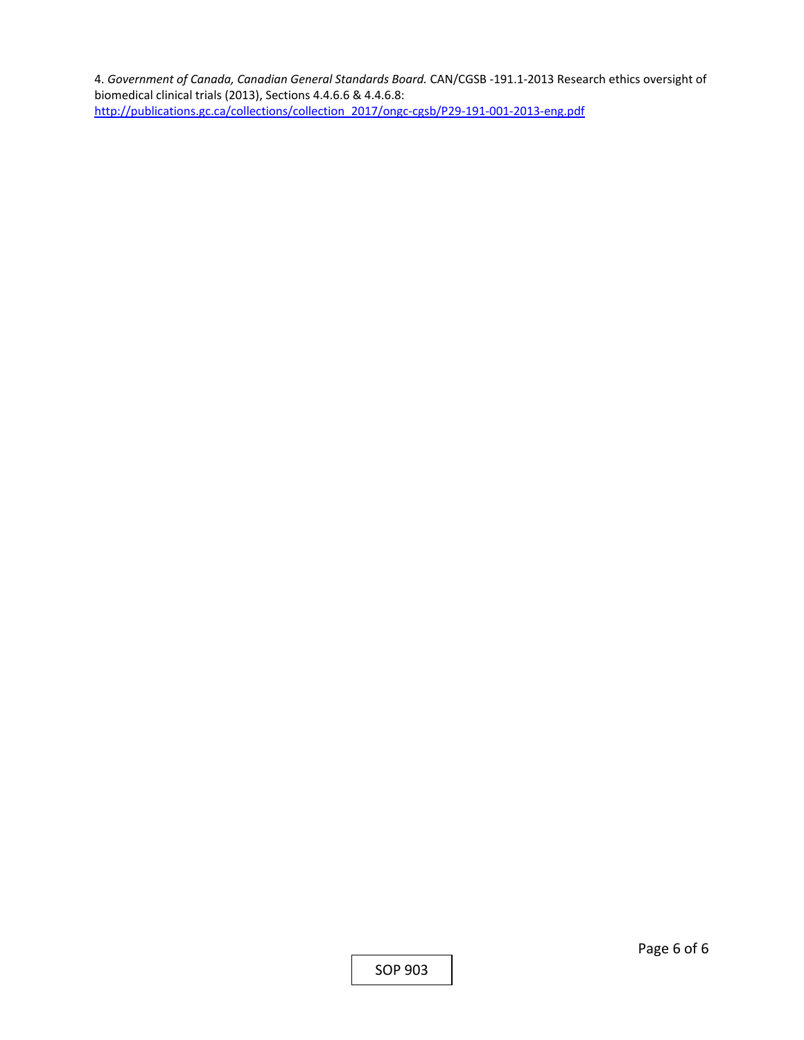4. *Government of Canada, Canadian General Standards Board.* CAN/CGSB -191.1-2013 Research ethics oversight of biomedical clinical trials (2013), Sections 4.4.6.6 & 4.4.6.8: [http://publications.gc.ca/collections/collection_2017/ongc-cgsb/P29-191-001-2013-eng.pdf](http://publications.gc.ca/collections/collection_2017/ongc-cgsb/P29-191-001-2013-eng.pdf)